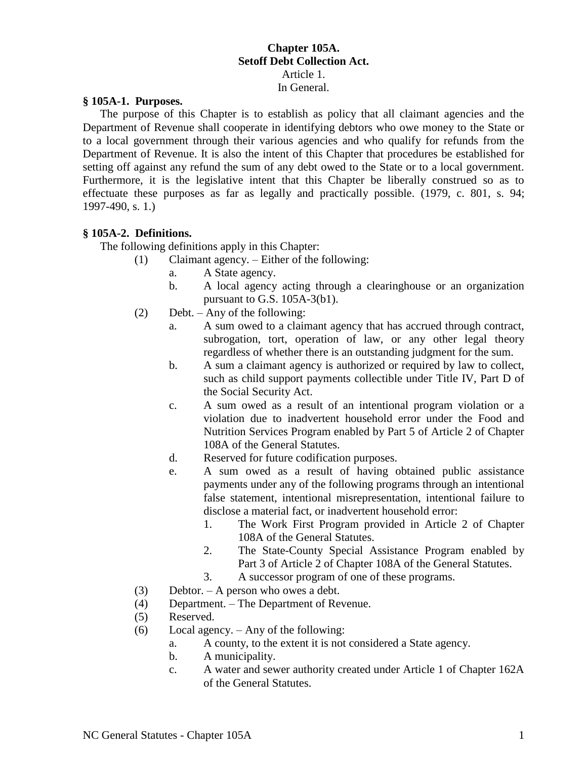# Chapter 105A.
# Setoff Debt Collection Act.

## Article 1.
## In General.

### § 105A-1. Purposes.

The purpose of this Chapter is to establish as policy that all claimant agencies and the Department of Revenue shall cooperate in identifying debtors who owe money to the State or to a local government through their various agencies and who qualify for refunds from the Department of Revenue. It is also the intent of this Chapter that procedures be established for setting off against any refund the sum of any debt owed to the State or to a local government. Furthermore, it is the legislative intent that this Chapter be liberally construed so as to effectuate these purposes as far as legally and practically possible. (1979, c. 801, s. 94; 1997-490, s. 1.)

### § 105A-2. Definitions.

The following definitions apply in this Chapter:

- (1) Claimant agency. – Either of the following:
  - a. A State agency.
  - b. A local agency acting through a clearinghouse or an organization pursuant to G.S. 105A-3(b1).
- (2) Debt. – Any of the following:
  - a. A sum owed to a claimant agency that has accrued through contract, subrogation, tort, operation of law, or any other legal theory regardless of whether there is an outstanding judgment for the sum.
  - b. A sum a claimant agency is authorized or required by law to collect, such as child support payments collectible under Title IV, Part D of the Social Security Act.
  - c. A sum owed as a result of an intentional program violation or a violation due to inadvertent household error under the Food and Nutrition Services Program enabled by Part 5 of Article 2 of Chapter 108A of the General Statutes.
  - d. Reserved for future codification purposes.
  - e. A sum owed as a result of having obtained public assistance payments under any of the following programs through an intentional false statement, intentional misrepresentation, intentional failure to disclose a material fact, or inadvertent household error:
    1. The Work First Program provided in Article 2 of Chapter 108A of the General Statutes.
    2. The State-County Special Assistance Program enabled by Part 3 of Article 2 of Chapter 108A of the General Statutes.
    3. A successor program of one of these programs.
- (3) Debtor. – A person who owes a debt.
- (4) Department. – The Department of Revenue.
- (5) Reserved.
- (6) Local agency. – Any of the following:
  - a. A county, to the extent it is not considered a State agency.
  - b. A municipality.
  - c. A water and sewer authority created under Article 1 of Chapter 162A of the General Statutes.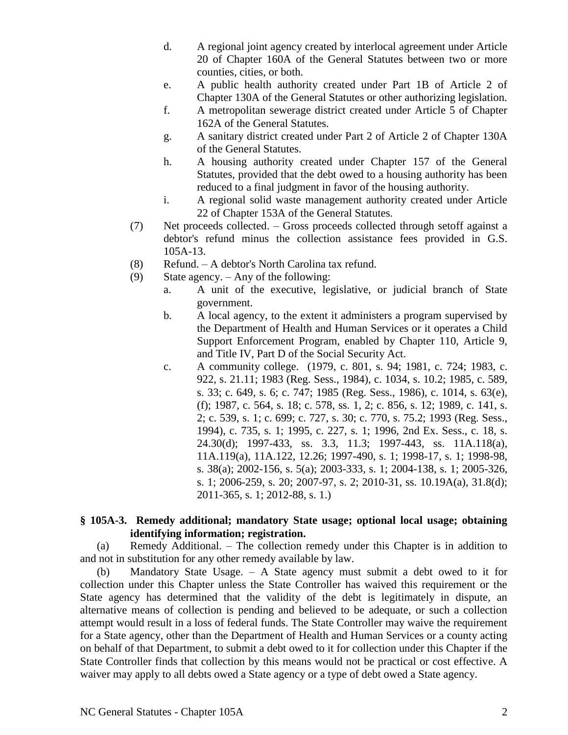d. A regional joint agency created by interlocal agreement under Article 20 of Chapter 160A of the General Statutes between two or more counties, cities, or both.

e. A public health authority created under Part 1B of Article 2 of Chapter 130A of the General Statutes or other authorizing legislation.

f. A metropolitan sewerage district created under Article 5 of Chapter 162A of the General Statutes.

g. A sanitary district created under Part 2 of Article 2 of Chapter 130A of the General Statutes.

h. A housing authority created under Chapter 157 of the General Statutes, provided that the debt owed to a housing authority has been reduced to a final judgment in favor of the housing authority.

i. A regional solid waste management authority created under Article 22 of Chapter 153A of the General Statutes.

(7) Net proceeds collected. – Gross proceeds collected through setoff against a debtor's refund minus the collection assistance fees provided in G.S. 105A-13.

(8) Refund. – A debtor's North Carolina tax refund.

(9) State agency. – Any of the following:

a. A unit of the executive, legislative, or judicial branch of State government.

b. A local agency, to the extent it administers a program supervised by the Department of Health and Human Services or it operates a Child Support Enforcement Program, enabled by Chapter 110, Article 9, and Title IV, Part D of the Social Security Act.

c. A community college. (1979, c. 801, s. 94; 1981, c. 724; 1983, c. 922, s. 21.11; 1983 (Reg. Sess., 1984), c. 1034, s. 10.2; 1985, c. 589, s. 33; c. 649, s. 6; c. 747; 1985 (Reg. Sess., 1986), c. 1014, s. 63(e), (f); 1987, c. 564, s. 18; c. 578, ss. 1, 2; c. 856, s. 12; 1989, c. 141, s. 2; c. 539, s. 1; c. 699; c. 727, s. 30; c. 770, s. 75.2; 1993 (Reg. Sess., 1994), c. 735, s. 1; 1995, c. 227, s. 1; 1996, 2nd Ex. Sess., c. 18, s. 24.30(d); 1997-433, ss. 3.3, 11.3; 1997-443, ss. 11A.118(a), 11A.119(a), 11A.122, 12.26; 1997-490, s. 1; 1998-17, s. 1; 1998-98, s. 38(a); 2002-156, s. 5(a); 2003-333, s. 1; 2004-138, s. 1; 2005-326, s. 1; 2006-259, s. 20; 2007-97, s. 2; 2010-31, ss. 10.19A(a), 31.8(d); 2011-365, s. 1; 2012-88, s. 1.)

**§ 105A-3. Remedy additional; mandatory State usage; optional local usage; obtaining identifying information; registration.**

(a) Remedy Additional. – The collection remedy under this Chapter is in addition to and not in substitution for any other remedy available by law.

(b) Mandatory State Usage. – A State agency must submit a debt owed to it for collection under this Chapter unless the State Controller has waived this requirement or the State agency has determined that the validity of the debt is legitimately in dispute, an alternative means of collection is pending and believed to be adequate, or such a collection attempt would result in a loss of federal funds. The State Controller may waive the requirement for a State agency, other than the Department of Health and Human Services or a county acting on behalf of that Department, to submit a debt owed to it for collection under this Chapter if the State Controller finds that collection by this means would not be practical or cost effective. A waiver may apply to all debts owed a State agency or a type of debt owed a State agency.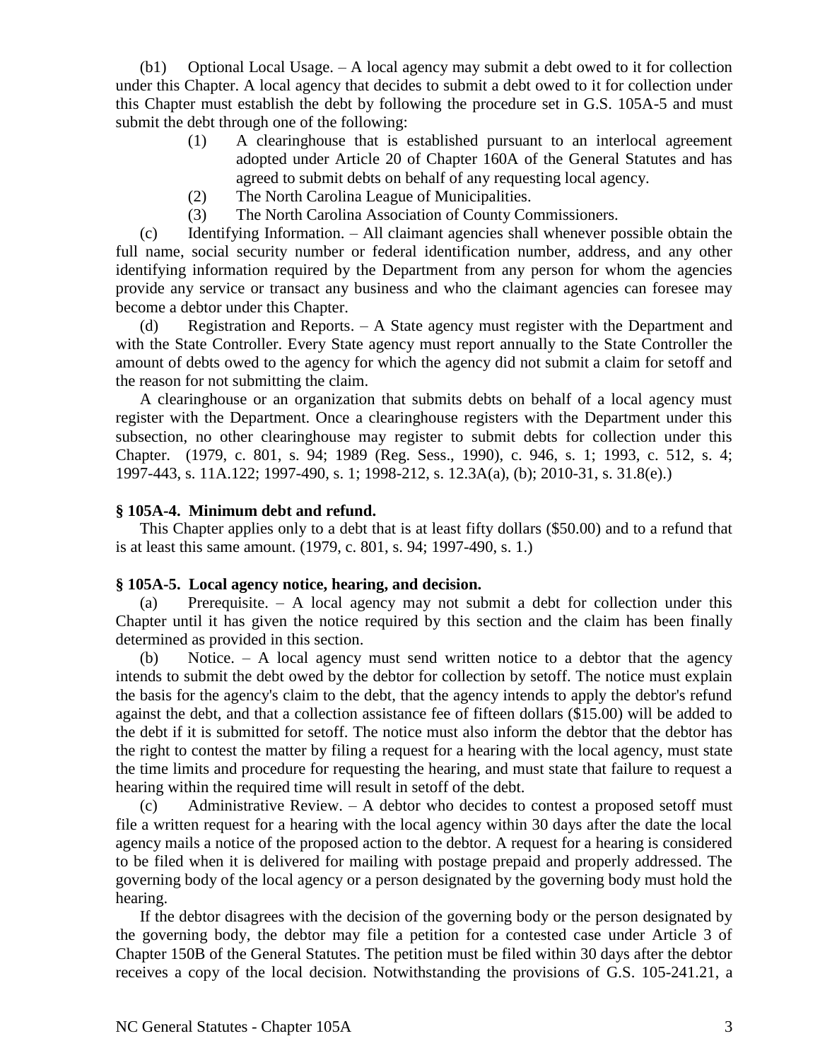(b1) Optional Local Usage. – A local agency may submit a debt owed to it for collection under this Chapter. A local agency that decides to submit a debt owed to it for collection under this Chapter must establish the debt by following the procedure set in G.S. 105A-5 and must submit the debt through one of the following:

(1) A clearinghouse that is established pursuant to an interlocal agreement adopted under Article 20 of Chapter 160A of the General Statutes and has agreed to submit debts on behalf of any requesting local agency.

(2) The North Carolina League of Municipalities.

(3) The North Carolina Association of County Commissioners.

(c) Identifying Information. – All claimant agencies shall whenever possible obtain the full name, social security number or federal identification number, address, and any other identifying information required by the Department from any person for whom the agencies provide any service or transact any business and who the claimant agencies can foresee may become a debtor under this Chapter.

(d) Registration and Reports. – A State agency must register with the Department and with the State Controller. Every State agency must report annually to the State Controller the amount of debts owed to the agency for which the agency did not submit a claim for setoff and the reason for not submitting the claim.

A clearinghouse or an organization that submits debts on behalf of a local agency must register with the Department. Once a clearinghouse registers with the Department under this subsection, no other clearinghouse may register to submit debts for collection under this Chapter. (1979, c. 801, s. 94; 1989 (Reg. Sess., 1990), c. 946, s. 1; 1993, c. 512, s. 4; 1997-443, s. 11A.122; 1997-490, s. 1; 1998-212, s. 12.3A(a), (b); 2010-31, s. 31.8(e).)

**§ 105A-4. Minimum debt and refund.**

This Chapter applies only to a debt that is at least fifty dollars ($50.00) and to a refund that is at least this same amount. (1979, c. 801, s. 94; 1997-490, s. 1.)

**§ 105A-5. Local agency notice, hearing, and decision.**

(a) Prerequisite. – A local agency may not submit a debt for collection under this Chapter until it has given the notice required by this section and the claim has been finally determined as provided in this section.

(b) Notice. – A local agency must send written notice to a debtor that the agency intends to submit the debt owed by the debtor for collection by setoff. The notice must explain the basis for the agency's claim to the debt, that the agency intends to apply the debtor's refund against the debt, and that a collection assistance fee of fifteen dollars ($15.00) will be added to the debt if it is submitted for setoff. The notice must also inform the debtor that the debtor has the right to contest the matter by filing a request for a hearing with the local agency, must state the time limits and procedure for requesting the hearing, and must state that failure to request a hearing within the required time will result in setoff of the debt.

(c) Administrative Review. – A debtor who decides to contest a proposed setoff must file a written request for a hearing with the local agency within 30 days after the date the local agency mails a notice of the proposed action to the debtor. A request for a hearing is considered to be filed when it is delivered for mailing with postage prepaid and properly addressed. The governing body of the local agency or a person designated by the governing body must hold the hearing.

If the debtor disagrees with the decision of the governing body or the person designated by the governing body, the debtor may file a petition for a contested case under Article 3 of Chapter 150B of the General Statutes. The petition must be filed within 30 days after the debtor receives a copy of the local decision. Notwithstanding the provisions of G.S. 105-241.21, a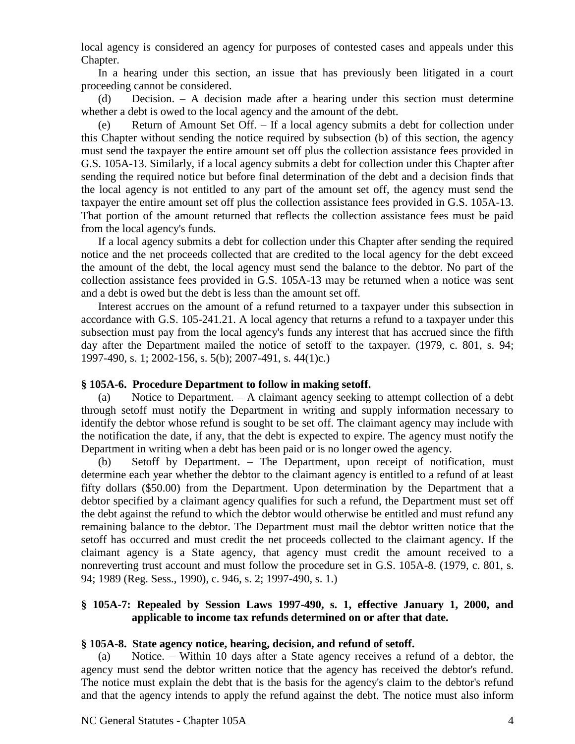local agency is considered an agency for purposes of contested cases and appeals under this Chapter.

In a hearing under this section, an issue that has previously been litigated in a court proceeding cannot be considered.

(d) Decision. – A decision made after a hearing under this section must determine whether a debt is owed to the local agency and the amount of the debt.

(e) Return of Amount Set Off. – If a local agency submits a debt for collection under this Chapter without sending the notice required by subsection (b) of this section, the agency must send the taxpayer the entire amount set off plus the collection assistance fees provided in G.S. 105A-13. Similarly, if a local agency submits a debt for collection under this Chapter after sending the required notice but before final determination of the debt and a decision finds that the local agency is not entitled to any part of the amount set off, the agency must send the taxpayer the entire amount set off plus the collection assistance fees provided in G.S. 105A-13. That portion of the amount returned that reflects the collection assistance fees must be paid from the local agency's funds.

If a local agency submits a debt for collection under this Chapter after sending the required notice and the net proceeds collected that are credited to the local agency for the debt exceed the amount of the debt, the local agency must send the balance to the debtor. No part of the collection assistance fees provided in G.S. 105A-13 may be returned when a notice was sent and a debt is owed but the debt is less than the amount set off.

Interest accrues on the amount of a refund returned to a taxpayer under this subsection in accordance with G.S. 105-241.21. A local agency that returns a refund to a taxpayer under this subsection must pay from the local agency's funds any interest that has accrued since the fifth day after the Department mailed the notice of setoff to the taxpayer. (1979, c. 801, s. 94; 1997-490, s. 1; 2002-156, s. 5(b); 2007-491, s. 44(1)c.)

### § 105A-6. Procedure Department to follow in making setoff.

(a) Notice to Department. – A claimant agency seeking to attempt collection of a debt through setoff must notify the Department in writing and supply information necessary to identify the debtor whose refund is sought to be set off. The claimant agency may include with the notification the date, if any, that the debt is expected to expire. The agency must notify the Department in writing when a debt has been paid or is no longer owed the agency.

(b) Setoff by Department. – The Department, upon receipt of notification, must determine each year whether the debtor to the claimant agency is entitled to a refund of at least fifty dollars ($50.00) from the Department. Upon determination by the Department that a debtor specified by a claimant agency qualifies for such a refund, the Department must set off the debt against the refund to which the debtor would otherwise be entitled and must refund any remaining balance to the debtor. The Department must mail the debtor written notice that the setoff has occurred and must credit the net proceeds collected to the claimant agency. If the claimant agency is a State agency, that agency must credit the amount received to a nonreverting trust account and must follow the procedure set in G.S. 105A-8. (1979, c. 801, s. 94; 1989 (Reg. Sess., 1990), c. 946, s. 2; 1997-490, s. 1.)

### § 105A-7: Repealed by Session Laws 1997-490, s. 1, effective January 1, 2000, and applicable to income tax refunds determined on or after that date.

### § 105A-8. State agency notice, hearing, decision, and refund of setoff.

(a) Notice. – Within 10 days after a State agency receives a refund of a debtor, the agency must send the debtor written notice that the agency has received the debtor's refund. The notice must explain the debt that is the basis for the agency's claim to the debtor's refund and that the agency intends to apply the refund against the debt. The notice must also inform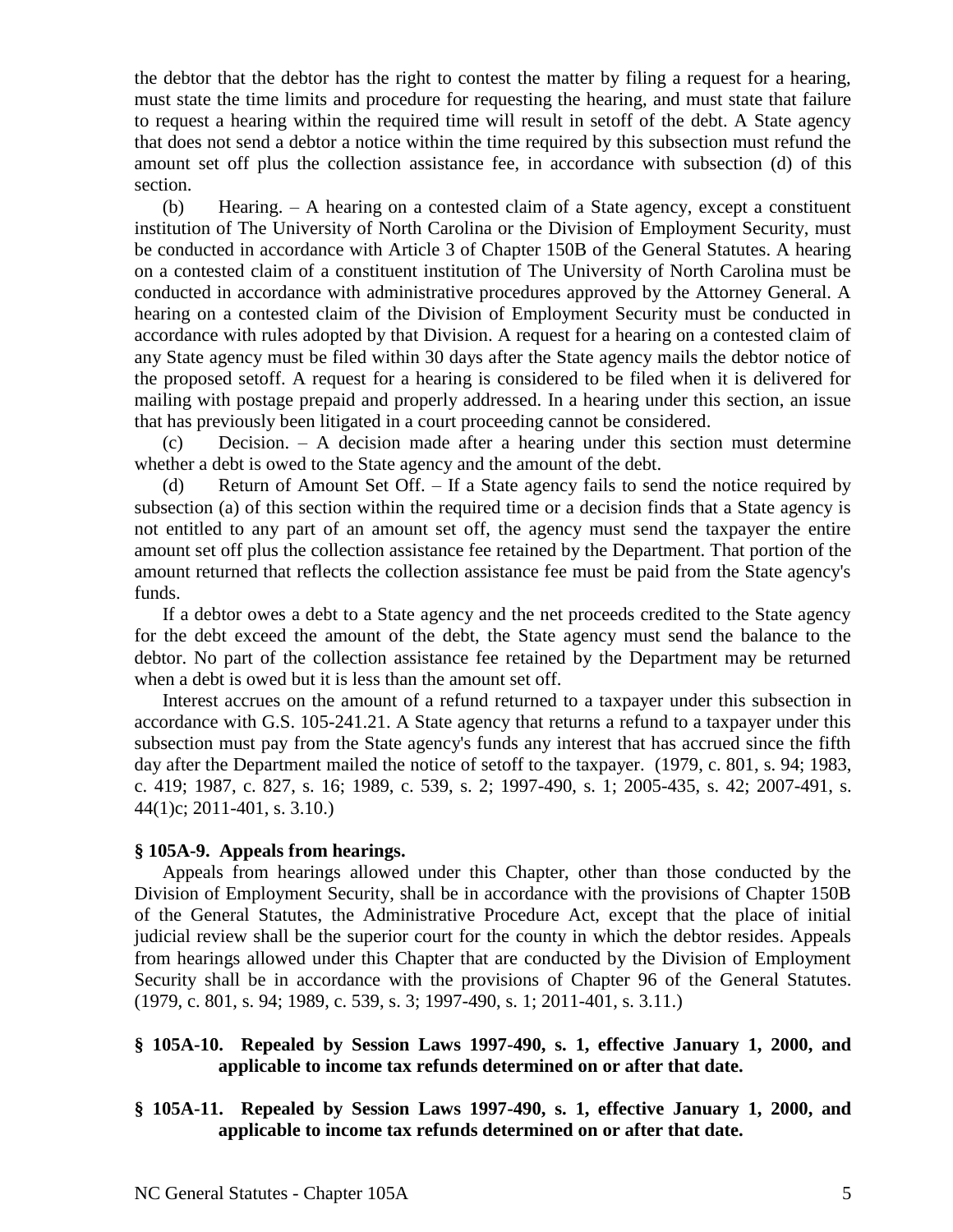the debtor that the debtor has the right to contest the matter by filing a request for a hearing, must state the time limits and procedure for requesting the hearing, and must state that failure to request a hearing within the required time will result in setoff of the debt. A State agency that does not send a debtor a notice within the time required by this subsection must refund the amount set off plus the collection assistance fee, in accordance with subsection (d) of this section.

(b) Hearing. – A hearing on a contested claim of a State agency, except a constituent institution of The University of North Carolina or the Division of Employment Security, must be conducted in accordance with Article 3 of Chapter 150B of the General Statutes. A hearing on a contested claim of a constituent institution of The University of North Carolina must be conducted in accordance with administrative procedures approved by the Attorney General. A hearing on a contested claim of the Division of Employment Security must be conducted in accordance with rules adopted by that Division. A request for a hearing on a contested claim of any State agency must be filed within 30 days after the State agency mails the debtor notice of the proposed setoff. A request for a hearing is considered to be filed when it is delivered for mailing with postage prepaid and properly addressed. In a hearing under this section, an issue that has previously been litigated in a court proceeding cannot be considered.

(c) Decision. – A decision made after a hearing under this section must determine whether a debt is owed to the State agency and the amount of the debt.

(d) Return of Amount Set Off. – If a State agency fails to send the notice required by subsection (a) of this section within the required time or a decision finds that a State agency is not entitled to any part of an amount set off, the agency must send the taxpayer the entire amount set off plus the collection assistance fee retained by the Department. That portion of the amount returned that reflects the collection assistance fee must be paid from the State agency's funds.

If a debtor owes a debt to a State agency and the net proceeds credited to the State agency for the debt exceed the amount of the debt, the State agency must send the balance to the debtor. No part of the collection assistance fee retained by the Department may be returned when a debt is owed but it is less than the amount set off.

Interest accrues on the amount of a refund returned to a taxpayer under this subsection in accordance with G.S. 105-241.21. A State agency that returns a refund to a taxpayer under this subsection must pay from the State agency's funds any interest that has accrued since the fifth day after the Department mailed the notice of setoff to the taxpayer. (1979, c. 801, s. 94; 1983, c. 419; 1987, c. 827, s. 16; 1989, c. 539, s. 2; 1997-490, s. 1; 2005-435, s. 42; 2007-491, s. 44(1)c; 2011-401, s. 3.10.)

**§ 105A-9. Appeals from hearings.**

Appeals from hearings allowed under this Chapter, other than those conducted by the Division of Employment Security, shall be in accordance with the provisions of Chapter 150B of the General Statutes, the Administrative Procedure Act, except that the place of initial judicial review shall be the superior court for the county in which the debtor resides. Appeals from hearings allowed under this Chapter that are conducted by the Division of Employment Security shall be in accordance with the provisions of Chapter 96 of the General Statutes. (1979, c. 801, s. 94; 1989, c. 539, s. 3; 1997-490, s. 1; 2011-401, s. 3.11.)

**§ 105A-10. Repealed by Session Laws 1997-490, s. 1, effective January 1, 2000, and applicable to income tax refunds determined on or after that date.**

**§ 105A-11. Repealed by Session Laws 1997-490, s. 1, effective January 1, 2000, and applicable to income tax refunds determined on or after that date.**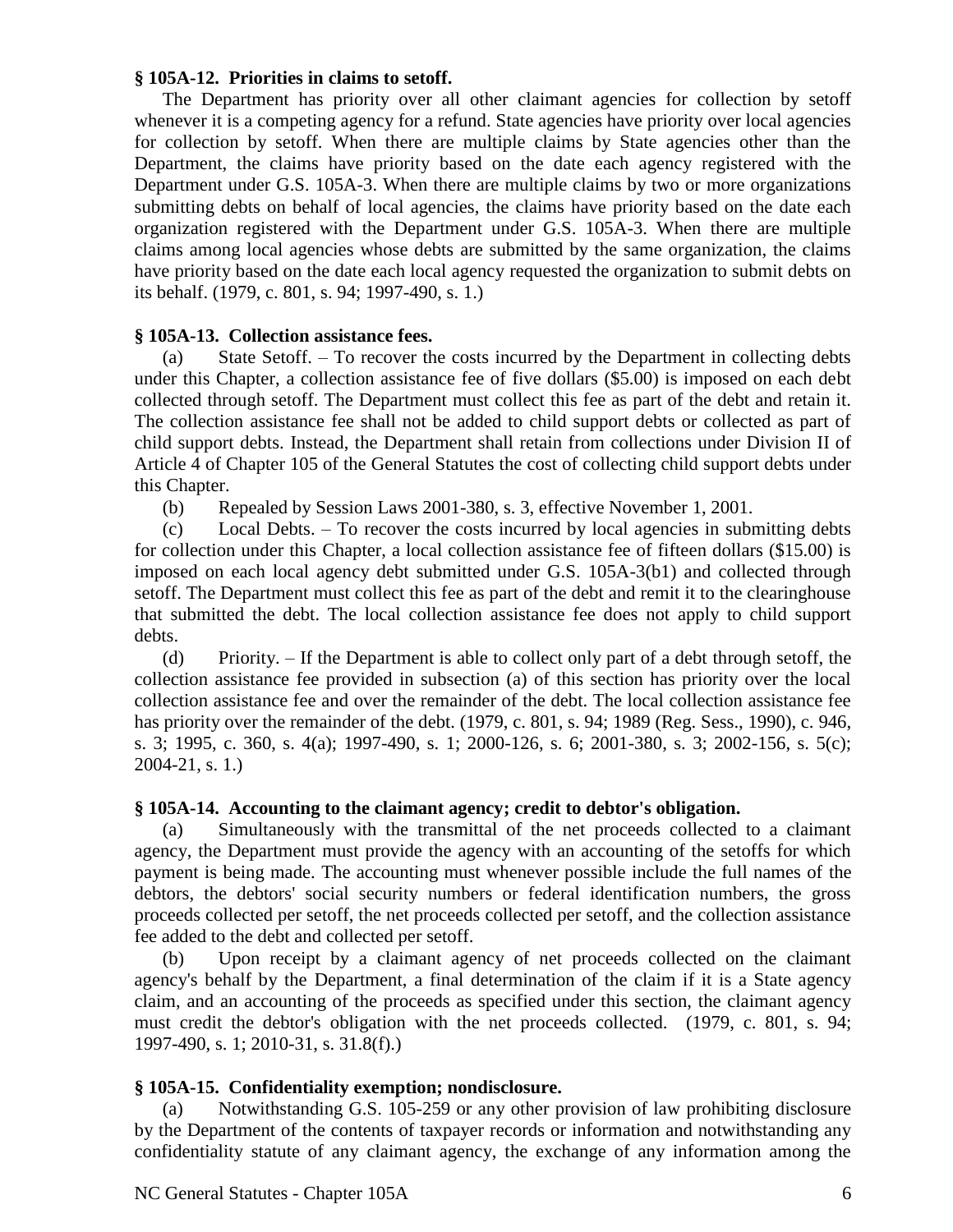**§ 105A-12. Priorities in claims to setoff.**

The Department has priority over all other claimant agencies for collection by setoff whenever it is a competing agency for a refund. State agencies have priority over local agencies for collection by setoff. When there are multiple claims by State agencies other than the Department, the claims have priority based on the date each agency registered with the Department under G.S. 105A-3. When there are multiple claims by two or more organizations submitting debts on behalf of local agencies, the claims have priority based on the date each organization registered with the Department under G.S. 105A-3. When there are multiple claims among local agencies whose debts are submitted by the same organization, the claims have priority based on the date each local agency requested the organization to submit debts on its behalf. (1979, c. 801, s. 94; 1997-490, s. 1.)

**§ 105A-13. Collection assistance fees.**

(a) State Setoff. – To recover the costs incurred by the Department in collecting debts under this Chapter, a collection assistance fee of five dollars ($5.00) is imposed on each debt collected through setoff. The Department must collect this fee as part of the debt and retain it. The collection assistance fee shall not be added to child support debts or collected as part of child support debts. Instead, the Department shall retain from collections under Division II of Article 4 of Chapter 105 of the General Statutes the cost of collecting child support debts under this Chapter.

(b) Repealed by Session Laws 2001-380, s. 3, effective November 1, 2001.

(c) Local Debts. – To recover the costs incurred by local agencies in submitting debts for collection under this Chapter, a local collection assistance fee of fifteen dollars ($15.00) is imposed on each local agency debt submitted under G.S. 105A-3(b1) and collected through setoff. The Department must collect this fee as part of the debt and remit it to the clearinghouse that submitted the debt. The local collection assistance fee does not apply to child support debts.

(d) Priority. – If the Department is able to collect only part of a debt through setoff, the collection assistance fee provided in subsection (a) of this section has priority over the local collection assistance fee and over the remainder of the debt. The local collection assistance fee has priority over the remainder of the debt. (1979, c. 801, s. 94; 1989 (Reg. Sess., 1990), c. 946, s. 3; 1995, c. 360, s. 4(a); 1997-490, s. 1; 2000-126, s. 6; 2001-380, s. 3; 2002-156, s. 5(c); 2004-21, s. 1.)

**§ 105A-14. Accounting to the claimant agency; credit to debtor's obligation.**

(a) Simultaneously with the transmittal of the net proceeds collected to a claimant agency, the Department must provide the agency with an accounting of the setoffs for which payment is being made. The accounting must whenever possible include the full names of the debtors, the debtors' social security numbers or federal identification numbers, the gross proceeds collected per setoff, the net proceeds collected per setoff, and the collection assistance fee added to the debt and collected per setoff.

(b) Upon receipt by a claimant agency of net proceeds collected on the claimant agency's behalf by the Department, a final determination of the claim if it is a State agency claim, and an accounting of the proceeds as specified under this section, the claimant agency must credit the debtor's obligation with the net proceeds collected. (1979, c. 801, s. 94; 1997-490, s. 1; 2010-31, s. 31.8(f).)

**§ 105A-15. Confidentiality exemption; nondisclosure.**

(a) Notwithstanding G.S. 105-259 or any other provision of law prohibiting disclosure by the Department of the contents of taxpayer records or information and notwithstanding any confidentiality statute of any claimant agency, the exchange of any information among the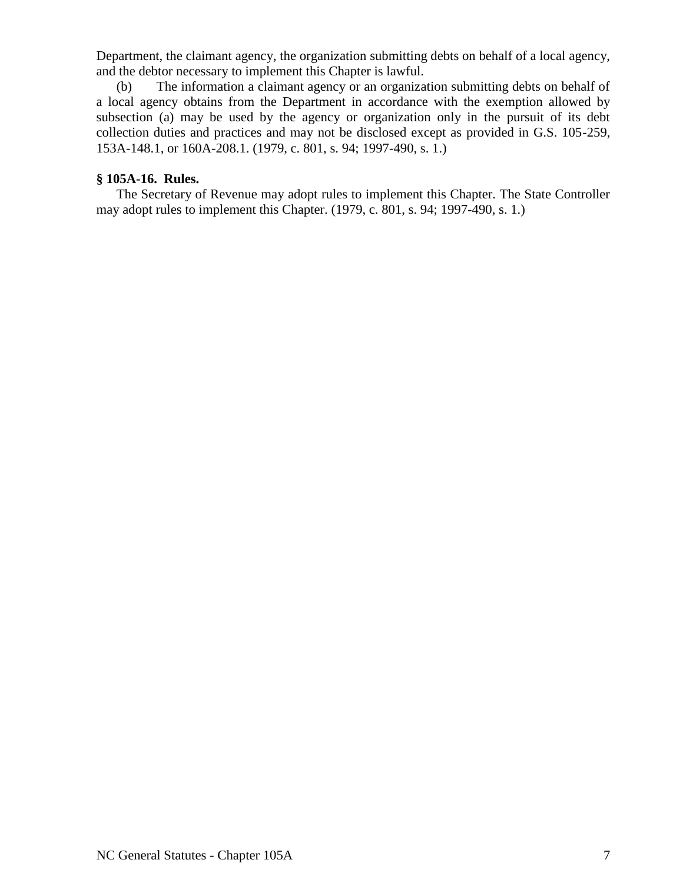Department, the claimant agency, the organization submitting debts on behalf of a local agency, and the debtor necessary to implement this Chapter is lawful.

(b) The information a claimant agency or an organization submitting debts on behalf of a local agency obtains from the Department in accordance with the exemption allowed by subsection (a) may be used by the agency or organization only in the pursuit of its debt collection duties and practices and may not be disclosed except as provided in G.S. 105-259, 153A-148.1, or 160A-208.1. (1979, c. 801, s. 94; 1997-490, s. 1.)

**§ 105A-16. Rules.**

The Secretary of Revenue may adopt rules to implement this Chapter. The State Controller may adopt rules to implement this Chapter. (1979, c. 801, s. 94; 1997-490, s. 1.)